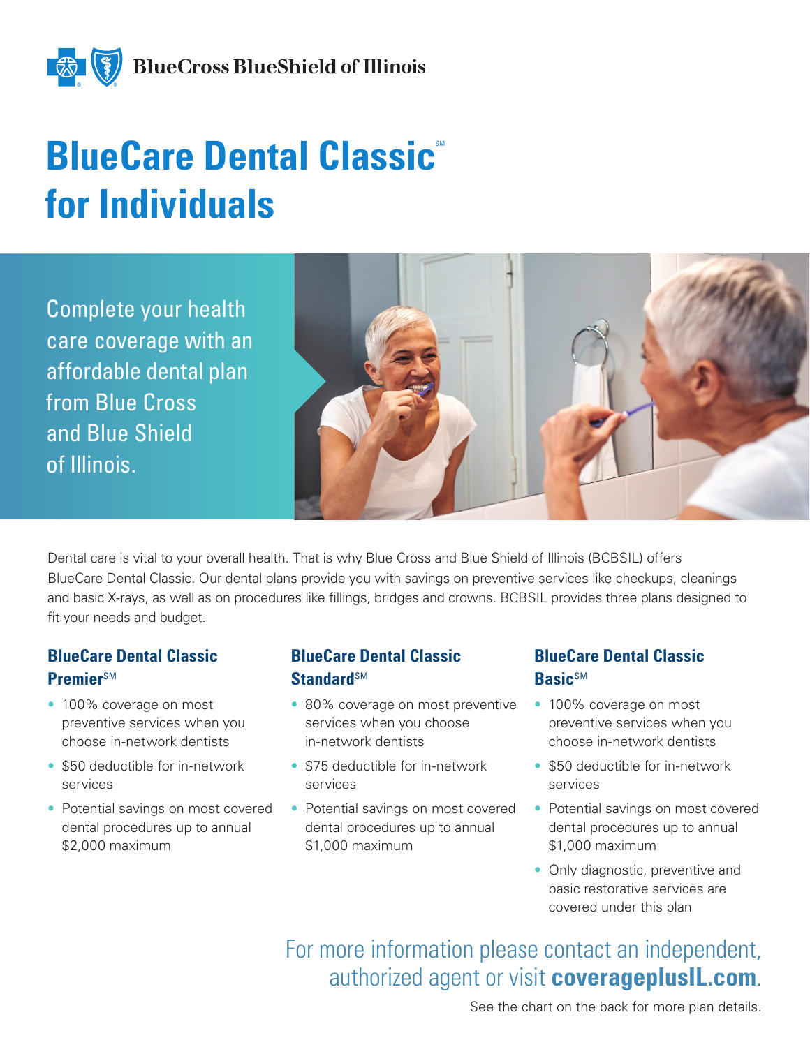BlueCross BlueShield of Illinois

# BlueCare Dental Classic℠ for Individuals

Complete your health care coverage with an affordable dental plan from Blue Cross and Blue Shield of Illinois.

Dental care is vital to your overall health. That is why Blue Cross and Blue Shield of Illinois (BCBSIL) offers BlueCare Dental Classic. Our dental plans provide you with savings on preventive services like checkups, cleanings and basic X-rays, as well as on procedures like fillings, bridges and crowns. BCBSIL provides three plans designed to fit your needs and budget.

### BlueCare Dental Classic Premier℠

- 100% coverage on most preventive services when you choose in-network dentists
- $50 deductible for in-network services
- Potential savings on most covered dental procedures up to annual $2,000 maximum

### BlueCare Dental Classic Standard℠

- 80% coverage on most preventive services when you choose in-network dentists
- $75 deductible for in-network services
- Potential savings on most covered dental procedures up to annual $1,000 maximum

### BlueCare Dental Classic Basic℠

- 100% coverage on most preventive services when you choose in-network dentists
- $50 deductible for in-network services
- Potential savings on most covered dental procedures up to annual $1,000 maximum
- Only diagnostic, preventive and basic restorative services are covered under this plan

For more information please contact an independent, authorized agent or visit **coverageplusIL.com**.

See the chart on the back for more plan details.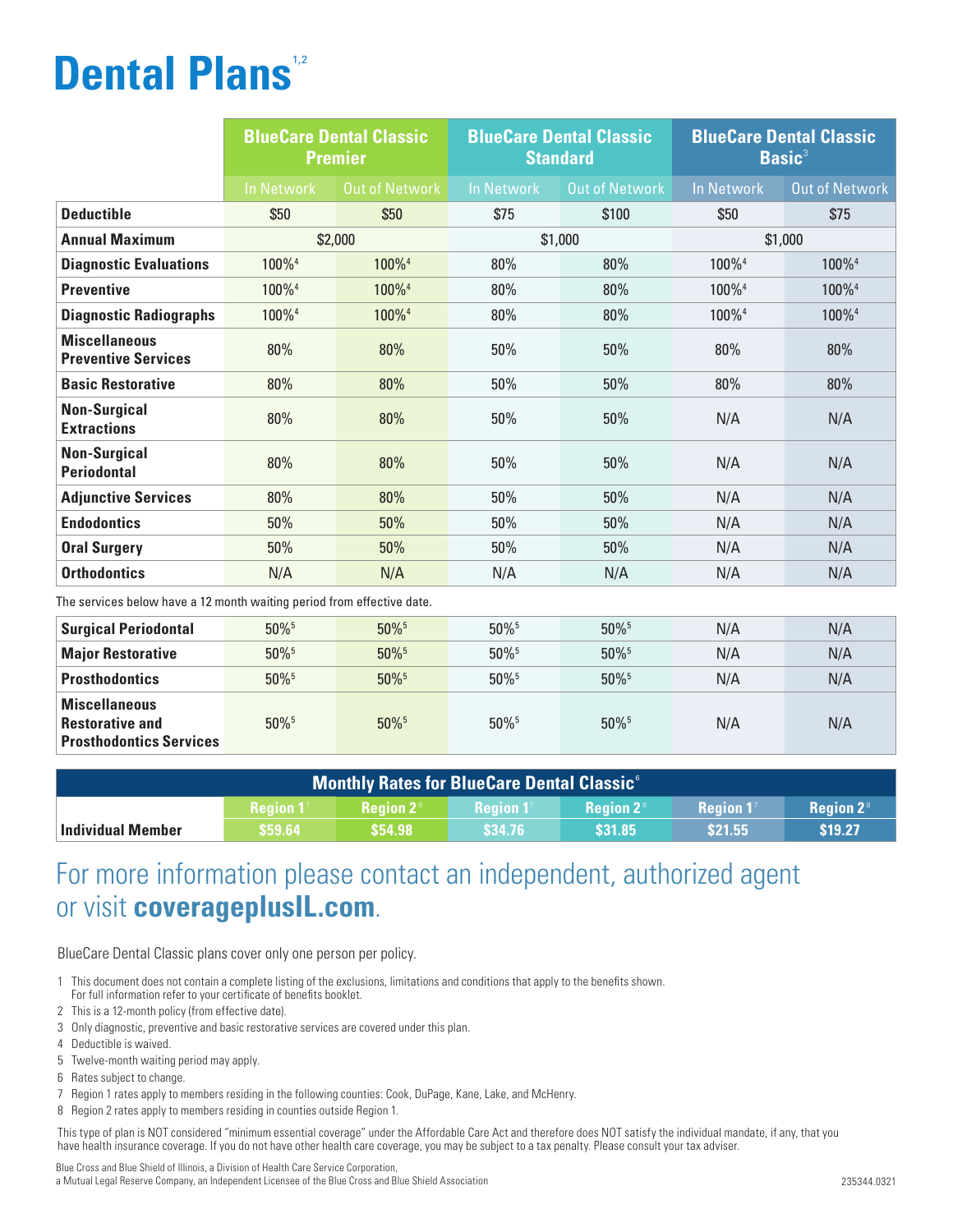# Dental Plans[1,2]

| | BlueCare Dental Classic Premier | | BlueCare Dental Classic Standard | | BlueCare Dental Classic Basic[3] | |
|---|---|---|---|---|---|---|
| | In Network | Out of Network | In Network | Out of Network | In Network | Out of Network |
| **Deductible** | $50 | $50 | $75 | $100 | $50 | $75 |
| **Annual Maximum** | $2,000 | | $1,000 | | $1,000 | |
| **Diagnostic Evaluations** | 100%[4] | 100%[4] | 80% | 80% | 100%[4] | 100%[4] |
| **Preventive** | 100%[4] | 100%[4] | 80% | 80% | 100%[4] | 100%[4] |
| **Diagnostic Radiographs** | 100%[4] | 100%[4] | 80% | 80% | 100%[4] | 100%[4] |
| **Miscellaneous Preventive Services** | 80% | 80% | 50% | 50% | 80% | 80% |
| **Basic Restorative** | 80% | 80% | 50% | 50% | 80% | 80% |
| **Non-Surgical Extractions** | 80% | 80% | 50% | 50% | N/A | N/A |
| **Non-Surgical Periodontal** | 80% | 80% | 50% | 50% | N/A | N/A |
| **Adjunctive Services** | 80% | 80% | 50% | 50% | N/A | N/A |
| **Endodontics** | 50% | 50% | 50% | 50% | N/A | N/A |
| **Oral Surgery** | 50% | 50% | 50% | 50% | N/A | N/A |
| **Orthodontics** | N/A | N/A | N/A | N/A | N/A | N/A |

The services below have a 12 month waiting period from effective date.

| | | | | | | |
|---|---|---|---|---|---|---|
| **Surgical Periodontal** | 50%[5] | 50%[5] | 50%[5] | 50%[5] | N/A | N/A |
| **Major Restorative** | 50%[5] | 50%[5] | 50%[5] | 50%[5] | N/A | N/A |
| **Prosthodontics** | 50%[5] | 50%[5] | 50%[5] | 50%[5] | N/A | N/A |
| **Miscellaneous Restorative and Prosthodontics Services** | 50%[5] | 50%[5] | 50%[5] | 50%[5] | N/A | N/A |

| Monthly Rates for BlueCare Dental Classic[6] | | | | | | |
|---|---|---|---|---|---|---|
| | Region 1[7] | Region 2[8] | Region 1[7] | Region 2[8] | Region 1[7] | Region 2[8] |
| **Individual Member** | $59.64 | $54.98 | $34.76 | $31.85 | $21.55 | $19.27 |

For more information please contact an independent, authorized agent or visit **coverageplusIL.com**.

BlueCare Dental Classic plans cover only one person per policy.

1 This document does not contain a complete listing of the exclusions, limitations and conditions that apply to the benefits shown. For full information refer to your certificate of benefits booklet.
2 This is a 12-month policy (from effective date).
3 Only diagnostic, preventive and basic restorative services are covered under this plan.
4 Deductible is waived.
5 Twelve-month waiting period may apply.
6 Rates subject to change.
7 Region 1 rates apply to members residing in the following counties: Cook, DuPage, Kane, Lake, and McHenry.
8 Region 2 rates apply to members residing in counties outside Region 1.

This type of plan is NOT considered "minimum essential coverage" under the Affordable Care Act and therefore does NOT satisfy the individual mandate, if any, that you have health insurance coverage. If you do not have other health care coverage, you may be subject to a tax penalty. Please consult your tax adviser.

Blue Cross and Blue Shield of Illinois, a Division of Health Care Service Corporation, a Mutual Legal Reserve Company, an Independent Licensee of the Blue Cross and Blue Shield Association

235344.0321